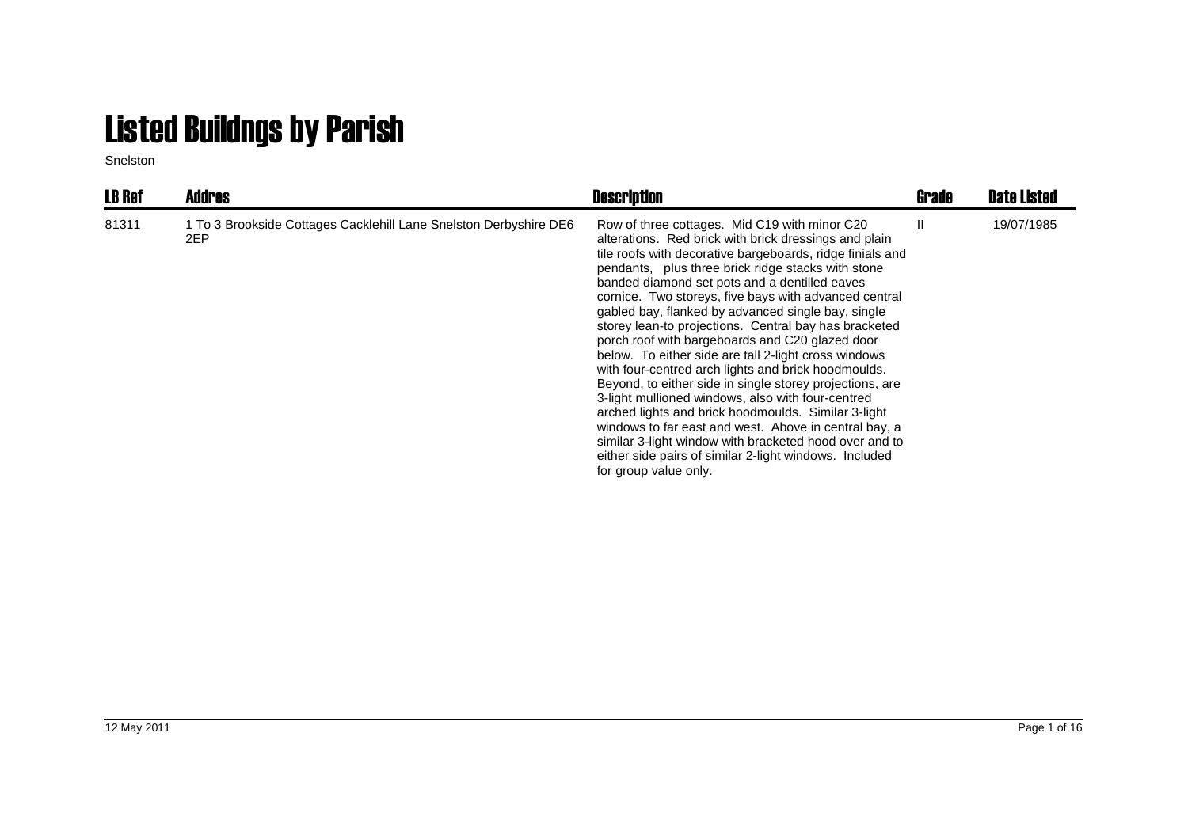# Listed Buildngs by Parish

Snelston

| LB Ref | Addres | Description | Grade | Date Listed |
|---|---|---|---|---|
| 81311 | 1 To 3 Brookside Cottages Cacklehill Lane Snelston Derbyshire DE6 2EP | Row of three cottages. Mid C19 with minor C20 alterations. Red brick with brick dressings and plain tile roofs with decorative bargeboards, ridge finials and pendants, plus three brick ridge stacks with stone banded diamond set pots and a dentilled eaves cornice. Two storeys, five bays with advanced central gabled bay, flanked by advanced single bay, single storey lean-to projections. Central bay has bracketed porch roof with bargeboards and C20 glazed door below. To either side are tall 2-light cross windows with four-centred arch lights and brick hoodmoulds. Beyond, to either side in single storey projections, are 3-light mullioned windows, also with four-centred arched lights and brick hoodmoulds. Similar 3-light windows to far east and west. Above in central bay, a similar 3-light window with bracketed hood over and to either side pairs of similar 2-light windows. Included for group value only. | II | 19/07/1985 |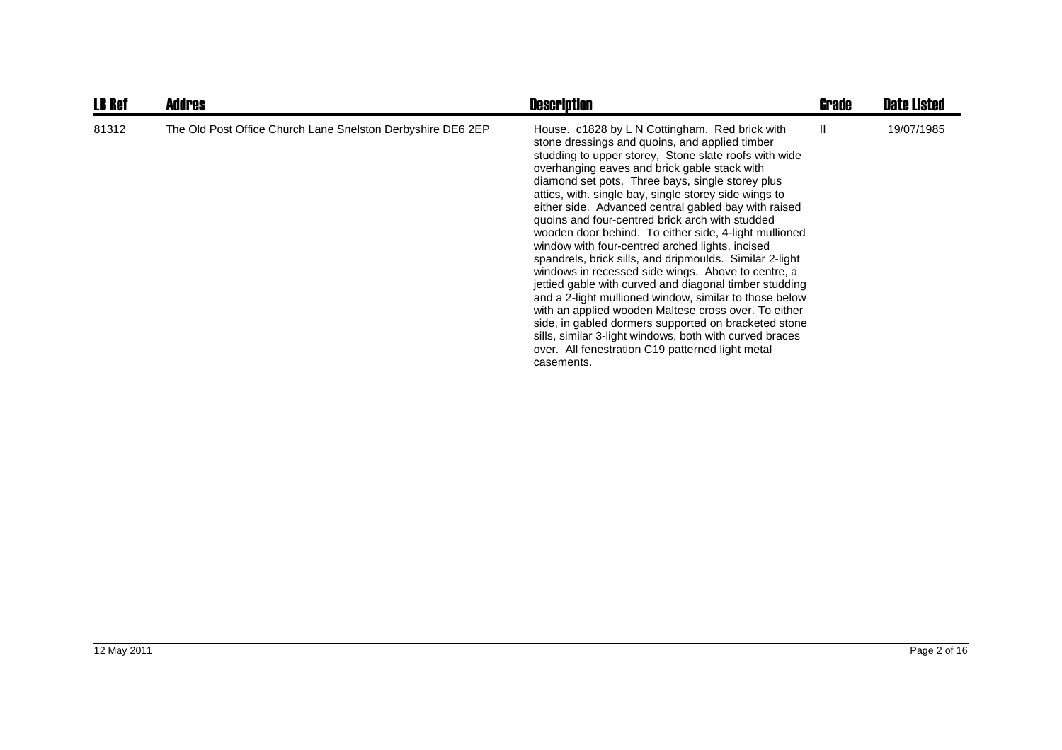| LB Ref | Addres | Description | Grade | Date Listed |
| --- | --- | --- | --- | --- |
| 81312 | The Old Post Office Church Lane Snelston Derbyshire DE6 2EP | House. c1828 by L N Cottingham. Red brick with stone dressings and quoins, and applied timber studding to upper storey, Stone slate roofs with wide overhanging eaves and brick gable stack with diamond set pots. Three bays, single storey plus attics, with. single bay, single storey side wings to either side. Advanced central gabled bay with raised quoins and four-centred brick arch with studded wooden door behind. To either side, 4-light mullioned window with four-centred arched lights, incised spandrels, brick sills, and dripmoulds. Similar 2-light windows in recessed side wings. Above to centre, a jettied gable with curved and diagonal timber studding and a 2-light mullioned window, similar to those below with an applied wooden Maltese cross over. To either side, in gabled dormers supported on bracketed stone sills, similar 3-light windows, both with curved braces over. All fenestration C19 patterned light metal casements. | II | 19/07/1985 |

12 May 2011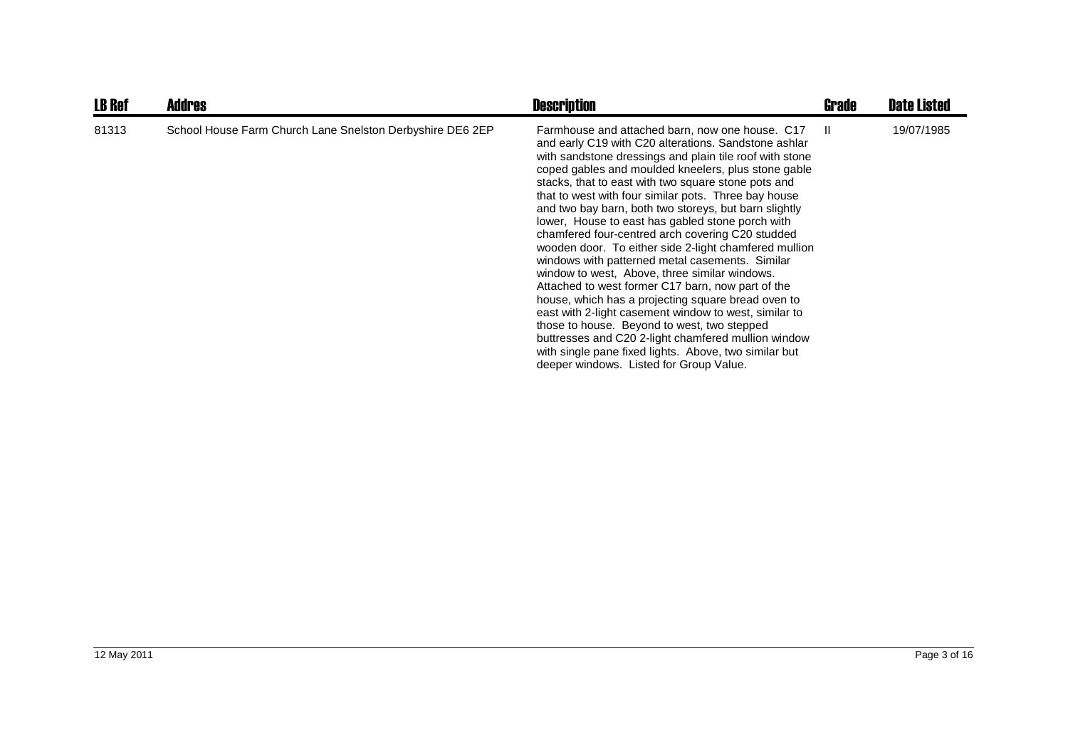| LB Ref | Addres | Description | Grade | Date Listed |
| --- | --- | --- | --- | --- |
| 81313 | School House Farm Church Lane Snelston Derbyshire DE6 2EP | Farmhouse and attached barn, now one house. C17 and early C19 with C20 alterations. Sandstone ashlar with sandstone dressings and plain tile roof with stone coped gables and moulded kneelers, plus stone gable stacks, that to east with two square stone pots and that to west with four similar pots. Three bay house and two bay barn, both two storeys, but barn slightly lower, House to east has gabled stone porch with chamfered four-centred arch covering C20 studded wooden door. To either side 2-light chamfered mullion windows with patterned metal casements. Similar window to west, Above, three similar windows. Attached to west former C17 barn, now part of the house, which has a projecting square bread oven to east with 2-light casement window to west, similar to those to house. Beyond to west, two stepped buttresses and C20 2-light chamfered mullion window with single pane fixed lights. Above, two similar but deeper windows. Listed for Group Value. | II | 19/07/1985 |

12 May 2011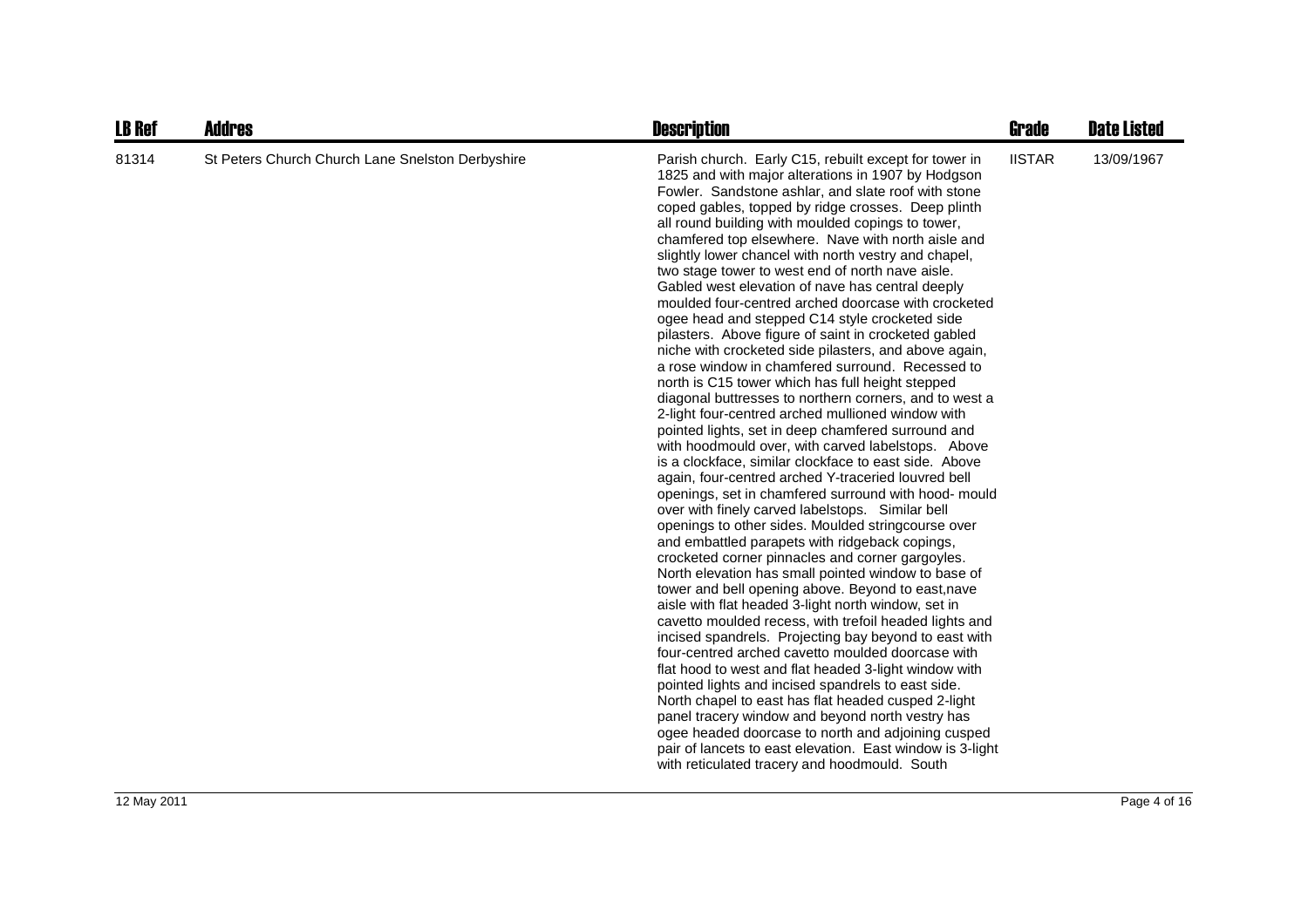| LB Ref | Addres | Description | Grade | Date Listed |
|---|---|---|---|---|
| 81314 | St Peters Church Church Lane Snelston Derbyshire | Parish church. Early C15, rebuilt except for tower in 1825 and with major alterations in 1907 by Hodgson Fowler. Sandstone ashlar, and slate roof with stone coped gables, topped by ridge crosses. Deep plinth all round building with moulded copings to tower, chamfered top elsewhere. Nave with north aisle and slightly lower chancel with north vestry and chapel, two stage tower to west end of north nave aisle. Gabled west elevation of nave has central deeply moulded four-centred arched doorcase with crocketed ogee head and stepped C14 style crocketed side pilasters. Above figure of saint in crocketed gabled niche with crocketed side pilasters, and above again, a rose window in chamfered surround. Recessed to north is C15 tower which has full height stepped diagonal buttresses to northern corners, and to west a 2-light four-centred arched mullioned window with pointed lights, set in deep chamfered surround and with hoodmould over, with carved labelstops. Above is a clockface, similar clockface to east side. Above again, four-centred arched Y-traceried louvred bell openings, set in chamfered surround with hood- mould over with finely carved labelstops. Similar bell openings to other sides. Moulded stringcourse over and embattled parapets with ridgeback copings, crocketed corner pinnacles and corner gargoyles. North elevation has small pointed window to base of tower and bell opening above. Beyond to east,nave aisle with flat headed 3-light north window, set in cavetto moulded recess, with trefoil headed lights and incised spandrels. Projecting bay beyond to east with four-centred arched cavetto moulded doorcase with flat hood to west and flat headed 3-light window with pointed lights and incised spandrels to east side. North chapel to east has flat headed cusped 2-light panel tracery window and beyond north vestry has ogee headed doorcase to north and adjoining cusped pair of lancets to east elevation. East window is 3-light with reticulated tracery and hoodmould. South | IISTAR | 13/09/1967 |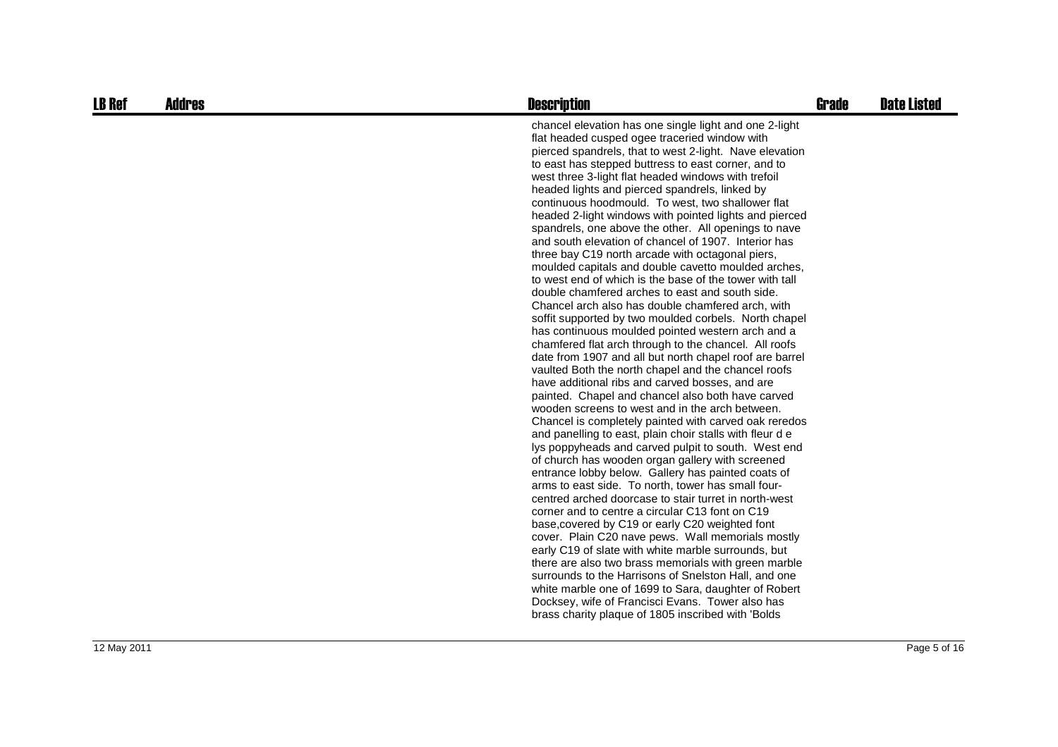| LB Ref | Addres | Description | Grade | Date Listed |
|---|---|---|---|---|
| | | chancel elevation has one single light and one 2-light flat headed cusped ogee traceried window with pierced spandrels, that to west 2-light. Nave elevation to east has stepped buttress to east corner, and to west three 3-light flat headed windows with trefoil headed lights and pierced spandrels, linked by continuous hoodmould. To west, two shallower flat headed 2-light windows with pointed lights and pierced spandrels, one above the other. All openings to nave and south elevation of chancel of 1907. Interior has three bay C19 north arcade with octagonal piers, moulded capitals and double cavetto moulded arches, to west end of which is the base of the tower with tall double chamfered arches to east and south side. Chancel arch also has double chamfered arch, with soffit supported by two moulded corbels. North chapel has continuous moulded pointed western arch and a chamfered flat arch through to the chancel. All roofs date from 1907 and all but north chapel roof are barrel vaulted Both the north chapel and the chancel roofs have additional ribs and carved bosses, and are painted. Chapel and chancel also both have carved wooden screens to west and in the arch between. Chancel is completely painted with carved oak reredos and panelling to east, plain choir stalls with fleur d e lys poppyheads and carved pulpit to south. West end of church has wooden organ gallery with screened entrance lobby below. Gallery has painted coats of arms to east side. To north, tower has small four-centred arched doorcase to stair turret in north-west corner and to centre a circular C13 font on C19 base,covered by C19 or early C20 weighted font cover. Plain C20 nave pews. Wall memorials mostly early C19 of slate with white marble surrounds, but there are also two brass memorials with green marble surrounds to the Harrisons of Snelston Hall, and one white marble one of 1699 to Sara, daughter of Robert Docksey, wife of Francisci Evans. Tower also has brass charity plaque of 1805 inscribed with 'Bolds | | |

12 May 2011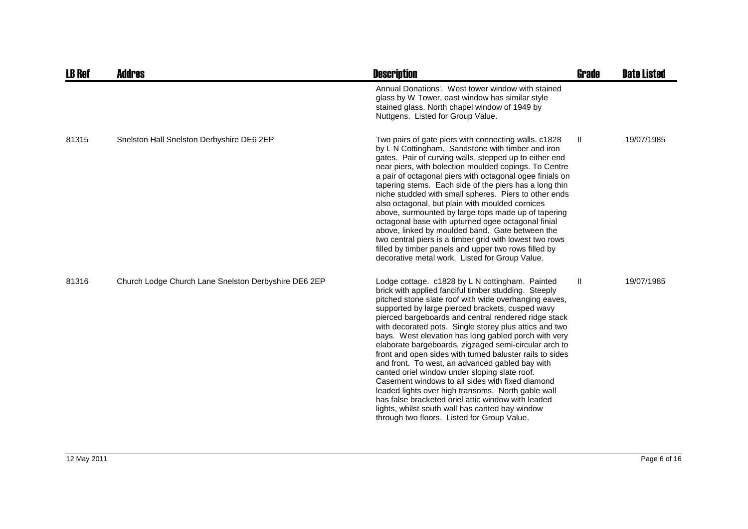| LB Ref | Addres | Description | Grade | Date Listed |
| --- | --- | --- | --- | --- |
| | | Annual Donations'. West tower window with stained glass by W Tower, east window has similar style stained glass. North chapel window of 1949 by Nuttgens. Listed for Group Value. | | |
| 81315 | Snelston Hall Snelston Derbyshire DE6 2EP | Two pairs of gate piers with connecting walls. c1828 by L N Cottingham. Sandstone with timber and iron gates. Pair of curving walls, stepped up to either end near piers, with bolection moulded copings. To Centre a pair of octagonal piers with octagonal ogee finials on tapering stems. Each side of the piers has a long thin niche studded with small spheres. Piers to other ends also octagonal, but plain with moulded cornices above, surmounted by large tops made up of tapering octagonal base with upturned ogee octagonal finial above, linked by moulded band. Gate between the two central piers is a timber grid with lowest two rows filled by timber panels and upper two rows filled by decorative metal work. Listed for Group Value. | II | 19/07/1985 |
| 81316 | Church Lodge Church Lane Snelston Derbyshire DE6 2EP | Lodge cottage. c1828 by L N cottingham. Painted brick with applied fanciful timber studding. Steeply pitched stone slate roof with wide overhanging eaves, supported by large pierced brackets, cusped wavy pierced bargeboards and central rendered ridge stack with decorated pots. Single storey plus attics and two bays. West elevation has long gabled porch with very elaborate bargeboards, zigzaged semi-circular arch to front and open sides with turned baluster rails to sides and front. To west, an advanced gabled bay with canted oriel window under sloping slate roof. Casement windows to all sides with fixed diamond leaded lights over high transoms. North gable wall has false bracketed oriel attic window with leaded lights, whilst south wall has canted bay window through two floors. Listed for Group Value. | II | 19/07/1985 |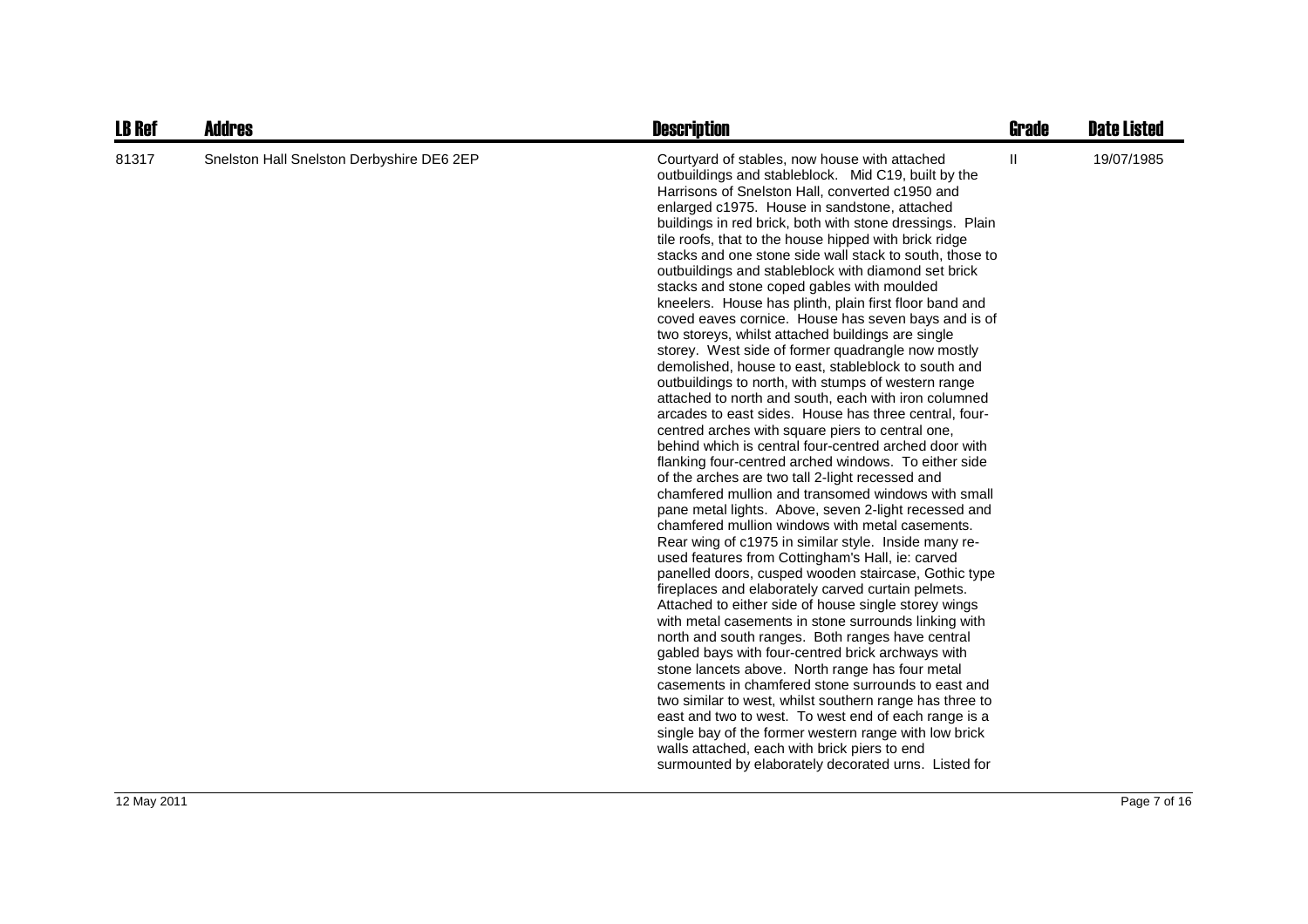| LB Ref | Addres | Description | Grade | Date Listed |
| --- | --- | --- | --- | --- |
| 81317 | Snelston Hall Snelston Derbyshire DE6 2EP | Courtyard of stables, now house with attached outbuildings and stableblock. Mid C19, built by the Harrisons of Snelston Hall, converted c1950 and enlarged c1975. House in sandstone, attached buildings in red brick, both with stone dressings. Plain tile roofs, that to the house hipped with brick ridge stacks and one stone side wall stack to south, those to outbuildings and stableblock with diamond set brick stacks and stone coped gables with moulded kneelers. House has plinth, plain first floor band and coved eaves cornice. House has seven bays and is of two storeys, whilst attached buildings are single storey. West side of former quadrangle now mostly demolished, house to east, stableblock to south and outbuildings to north, with stumps of western range attached to north and south, each with iron columned arcades to east sides. House has three central, four-centred arches with square piers to central one, behind which is central four-centred arched door with flanking four-centred arched windows. To either side of the arches are two tall 2-light recessed and chamfered mullion and transomed windows with small pane metal lights. Above, seven 2-light recessed and chamfered mullion windows with metal casements. Rear wing of c1975 in similar style. Inside many re-used features from Cottingham's Hall, ie: carved panelled doors, cusped wooden staircase, Gothic type fireplaces and elaborately carved curtain pelmets. Attached to either side of house single storey wings with metal casements in stone surrounds linking with north and south ranges. Both ranges have central gabled bays with four-centred brick archways with stone lancets above. North range has four metal casements in chamfered stone surrounds to east and two similar to west, whilst southern range has three to east and two to west. To west end of each range is a single bay of the former western range with low brick walls attached, each with brick piers to end surmounted by elaborately decorated urns. Listed for | II | 19/07/1985 |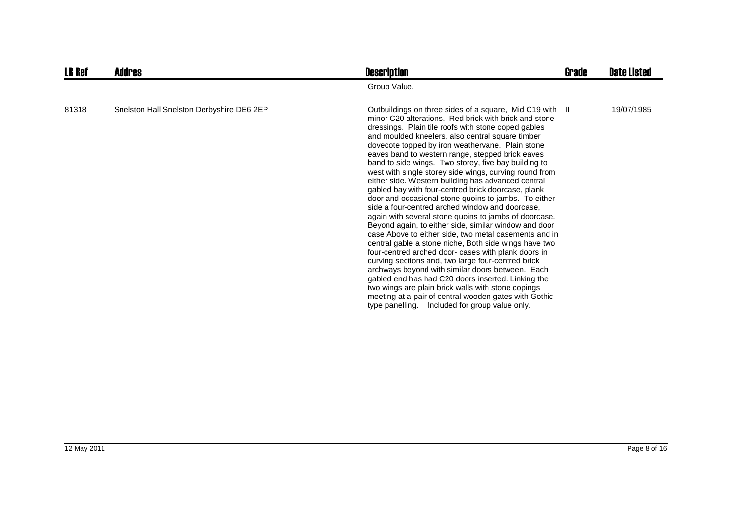| LB Ref | Addres | Description | Grade | Date Listed |
|---|---|---|---|---|
| | | Group Value. | | |
| 81318 | Snelston Hall Snelston Derbyshire DE6 2EP | Outbuildings on three sides of a square, Mid C19 with minor C20 alterations. Red brick with brick and stone dressings. Plain tile roofs with stone coped gables and moulded kneelers, also central square timber dovecote topped by iron weathervane. Plain stone eaves band to western range, stepped brick eaves band to side wings. Two storey, five bay building to west with single storey side wings, curving round from either side. Western building has advanced central gabled bay with four-centred brick doorcase, plank door and occasional stone quoins to jambs. To either side a four-centred arched window and doorcase, again with several stone quoins to jambs of doorcase. Beyond again, to either side, similar window and door case Above to either side, two metal casements and in central gable a stone niche, Both side wings have two four-centred arched door- cases with plank doors in curving sections and, two large four-centred brick archways beyond with similar doors between. Each gabled end has had C20 doors inserted. Linking the two wings are plain brick walls with stone copings meeting at a pair of central wooden gates with Gothic type panelling. Included for group value only. | II | 19/07/1985 |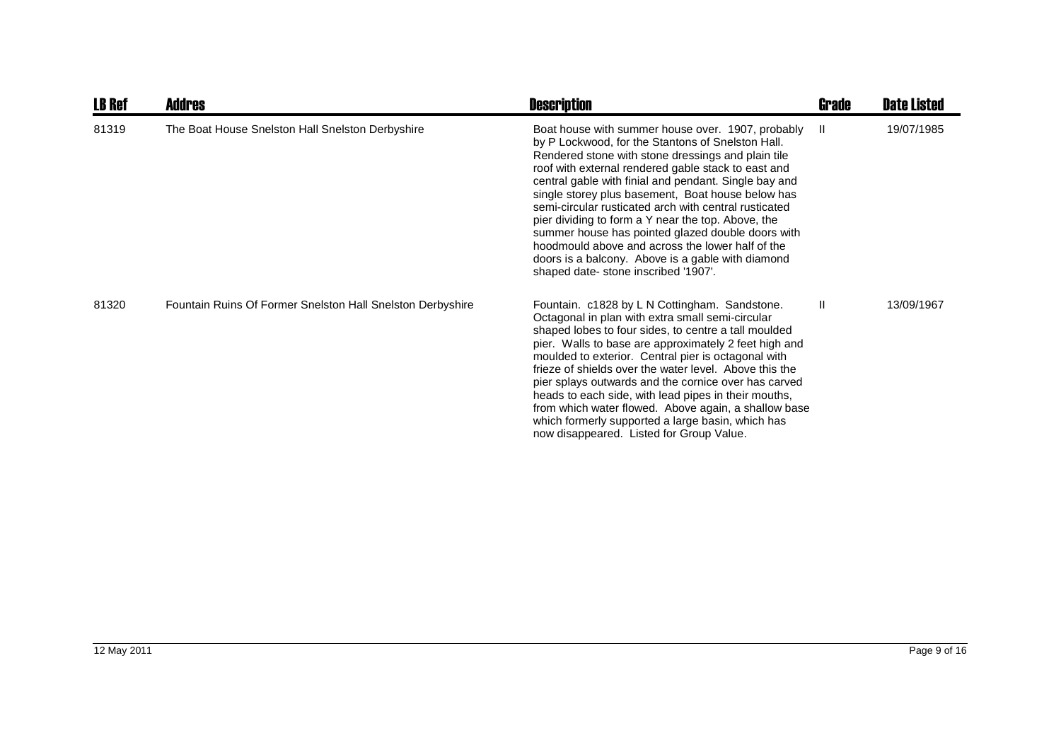| LB Ref | Addres | Description | Grade | Date Listed |
|---|---|---|---|---|
| 81319 | The Boat House Snelston Hall Snelston Derbyshire | Boat house with summer house over. 1907, probably by P Lockwood, for the Stantons of Snelston Hall. Rendered stone with stone dressings and plain tile roof with external rendered gable stack to east and central gable with finial and pendant. Single bay and single storey plus basement, Boat house below has semi-circular rusticated arch with central rusticated pier dividing to form a Y near the top. Above, the summer house has pointed glazed double doors with hoodmould above and across the lower half of the doors is a balcony. Above is a gable with diamond shaped date- stone inscribed '1907'. | II | 19/07/1985 |
| 81320 | Fountain Ruins Of Former Snelston Hall Snelston Derbyshire | Fountain. c1828 by L N Cottingham. Sandstone. Octagonal in plan with extra small semi-circular shaped lobes to four sides, to centre a tall moulded pier. Walls to base are approximately 2 feet high and moulded to exterior. Central pier is octagonal with frieze of shields over the water level. Above this the pier splays outwards and the cornice over has carved heads to each side, with lead pipes in their mouths, from which water flowed. Above again, a shallow base which formerly supported a large basin, which has now disappeared. Listed for Group Value. | II | 13/09/1967 |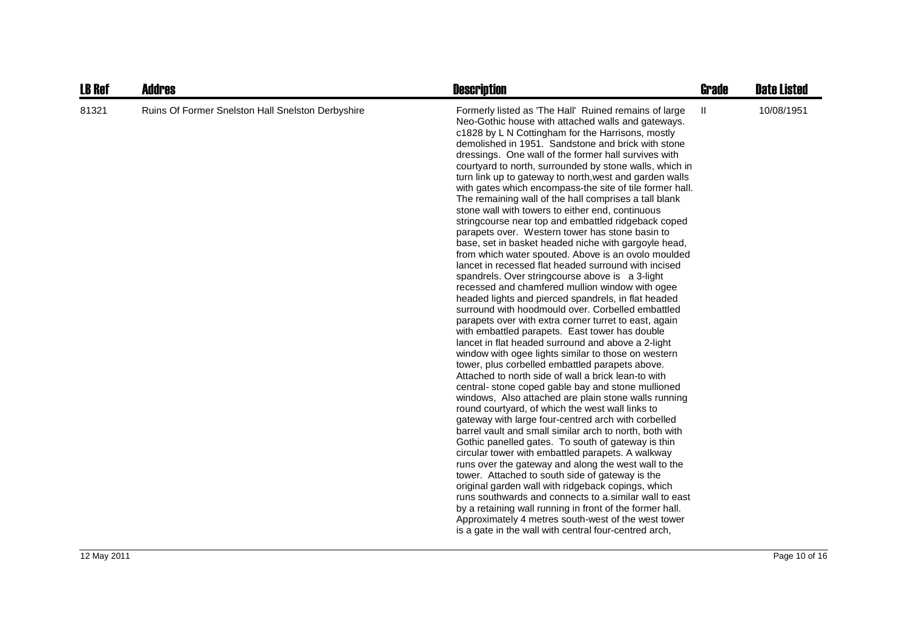| LB Ref | Addres | Description | Grade | Date Listed |
|---|---|---|---|---|
| 81321 | Ruins Of Former Snelston Hall Snelston Derbyshire | Formerly listed as 'The Hall' Ruined remains of large Neo-Gothic house with attached walls and gateways. c1828 by L N Cottingham for the Harrisons, mostly demolished in 1951. Sandstone and brick with stone dressings. One wall of the former hall survives with courtyard to north, surrounded by stone walls, which in turn link up to gateway to north,west and garden walls with gates which encompass-the site of tile former hall. The remaining wall of the hall comprises a tall blank stone wall with towers to either end, continuous stringcourse near top and embattled ridgeback coped parapets over. Western tower has stone basin to base, set in basket headed niche with gargoyle head, from which water spouted. Above is an ovolo moulded lancet in recessed flat headed surround with incised spandrels. Over stringcourse above is a 3-light recessed and chamfered mullion window with ogee headed lights and pierced spandrels, in flat headed surround with hoodmould over. Corbelled embattled parapets over with extra corner turret to east, again with embattled parapets. East tower has double lancet in flat headed surround and above a 2-light window with ogee lights similar to those on western tower, plus corbelled embattled parapets above. Attached to north side of wall a brick lean-to with central- stone coped gable bay and stone mullioned windows, Also attached are plain stone walls running round courtyard, of which the west wall links to gateway with large four-centred arch with corbelled barrel vault and small similar arch to north, both with Gothic panelled gates. To south of gateway is thin circular tower with embattled parapets. A walkway runs over the gateway and along the west wall to the tower. Attached to south side of gateway is the original garden wall with ridgeback copings, which runs southwards and connects to a.similar wall to east by a retaining wall running in front of the former hall. Approximately 4 metres south-west of the west tower is a gate in the wall with central four-centred arch, | II | 10/08/1951 |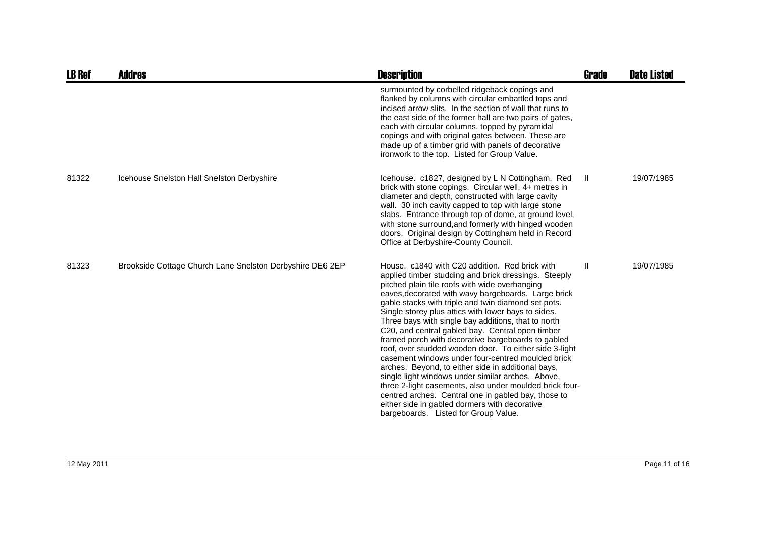| LB Ref | Addres | Description | Grade | Date Listed |
|---|---|---|---|---|
| | | surmounted by corbelled ridgeback copings and flanked by columns with circular embattled tops and incised arrow slits. In the section of wall that runs to the east side of the former hall are two pairs of gates, each with circular columns, topped by pyramidal copings and with original gates between. These are made up of a timber grid with panels of decorative ironwork to the top. Listed for Group Value. | | |
| 81322 | Icehouse Snelston Hall Snelston Derbyshire | Icehouse. c1827, designed by L N Cottingham, Red brick with stone copings. Circular well, 4+ metres in diameter and depth, constructed with large cavity wall. 30 inch cavity capped to top with large stone slabs. Entrance through top of dome, at ground level, with stone surround,and formerly with hinged wooden doors. Original design by Cottingham held in Record Office at Derbyshire-County Council. | II | 19/07/1985 |
| 81323 | Brookside Cottage Church Lane Snelston Derbyshire DE6 2EP | House. c1840 with C20 addition. Red brick with applied timber studding and brick dressings. Steeply pitched plain tile roofs with wide overhanging eaves,decorated with wavy bargeboards. Large brick gable stacks with triple and twin diamond set pots. Single storey plus attics with lower bays to sides. Three bays with single bay additions, that to north C20, and central gabled bay. Central open timber framed porch with decorative bargeboards to gabled roof, over studded wooden door. To either side 3-light casement windows under four-centred moulded brick arches. Beyond, to either side in additional bays, single light windows under similar arches. Above, three 2-light casements, also under moulded brick four-centred arches. Central one in gabled bay, those to either side in gabled dormers with decorative bargeboards. Listed for Group Value. | II | 19/07/1985 |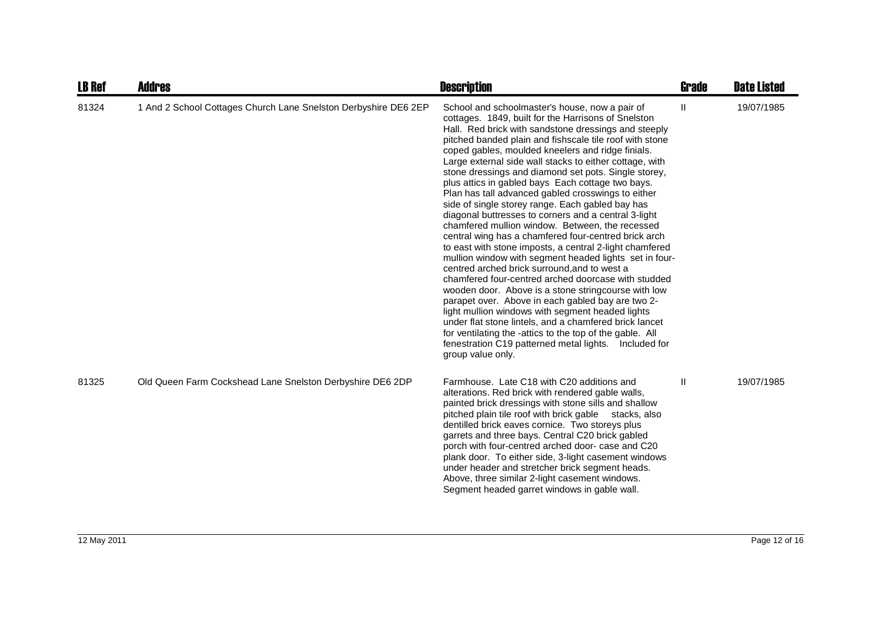| LB Ref | Addres | Description | Grade | Date Listed |
| --- | --- | --- | --- | --- |
| 81324 | 1 And 2 School Cottages Church Lane Snelston Derbyshire DE6 2EP | School and schoolmaster's house, now a pair of cottages. 1849, built for the Harrisons of Snelston Hall. Red brick with sandstone dressings and steeply pitched banded plain and fishscale tile roof with stone coped gables, moulded kneelers and ridge finials. Large external side wall stacks to either cottage, with stone dressings and diamond set pots. Single storey, plus attics in gabled bays Each cottage two bays. Plan has tall advanced gabled crosswings to either side of single storey range. Each gabled bay has diagonal buttresses to corners and a central 3-light chamfered mullion window. Between, the recessed central wing has a chamfered four-centred brick arch to east with stone imposts, a central 2-light chamfered mullion window with segment headed lights set in four-centred arched brick surround,and to west a chamfered four-centred arched doorcase with studded wooden door. Above is a stone stringcourse with low parapet over. Above in each gabled bay are two 2-light mullion windows with segment headed lights under flat stone lintels, and a chamfered brick lancet for ventilating the -attics to the top of the gable. All fenestration C19 patterned metal lights. Included for group value only. | II | 19/07/1985 |
| 81325 | Old Queen Farm Cockshead Lane Snelston Derbyshire DE6 2DP | Farmhouse. Late C18 with C20 additions and alterations. Red brick with rendered gable walls, painted brick dressings with stone sills and shallow pitched plain tile roof with brick gable stacks, also dentilled brick eaves cornice. Two storeys plus garrets and three bays. Central C20 brick gabled porch with four-centred arched door- case and C20 plank door. To either side, 3-light casement windows under header and stretcher brick segment heads. Above, three similar 2-light casement windows. Segment headed garret windows in gable wall. | II | 19/07/1985 |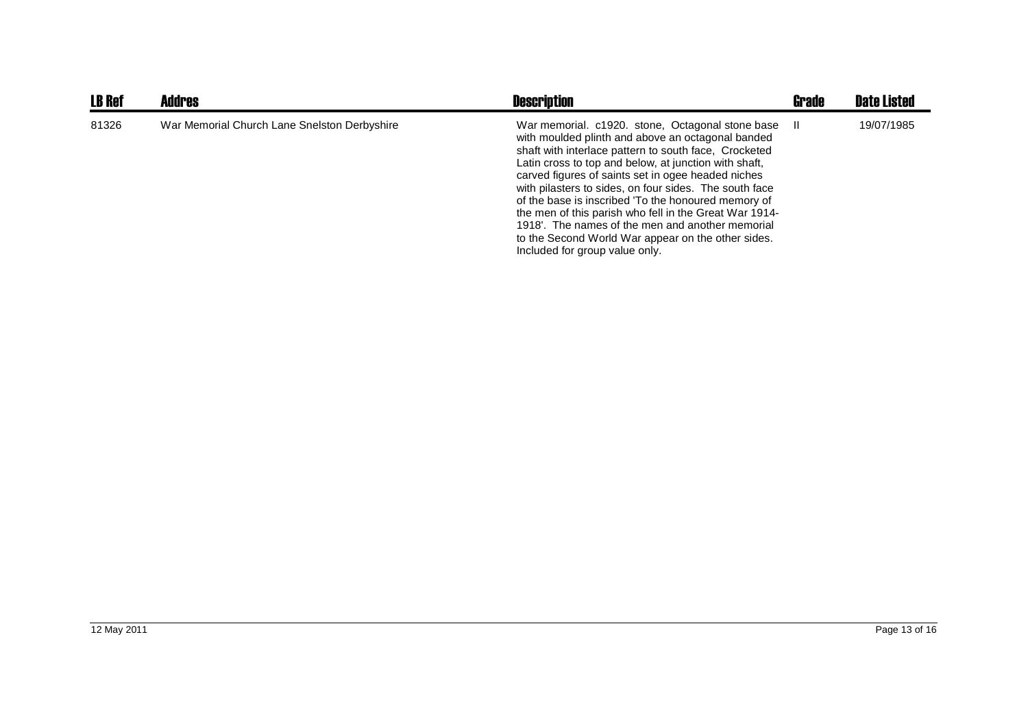| LB Ref | Addres | Description | Grade | Date Listed |
|---|---|---|---|---|
| 81326 | War Memorial Church Lane Snelston Derbyshire | War memorial. c1920. stone, Octagonal stone base with moulded plinth and above an octagonal banded shaft with interlace pattern to south face, Crocketed Latin cross to top and below, at junction with shaft, carved figures of saints set in ogee headed niches with pilasters to sides, on four sides. The south face of the base is inscribed 'To the honoured memory of the men of this parish who fell in the Great War 1914-1918'. The names of the men and another memorial to the Second World War appear on the other sides. Included for group value only. | II | 19/07/1985 |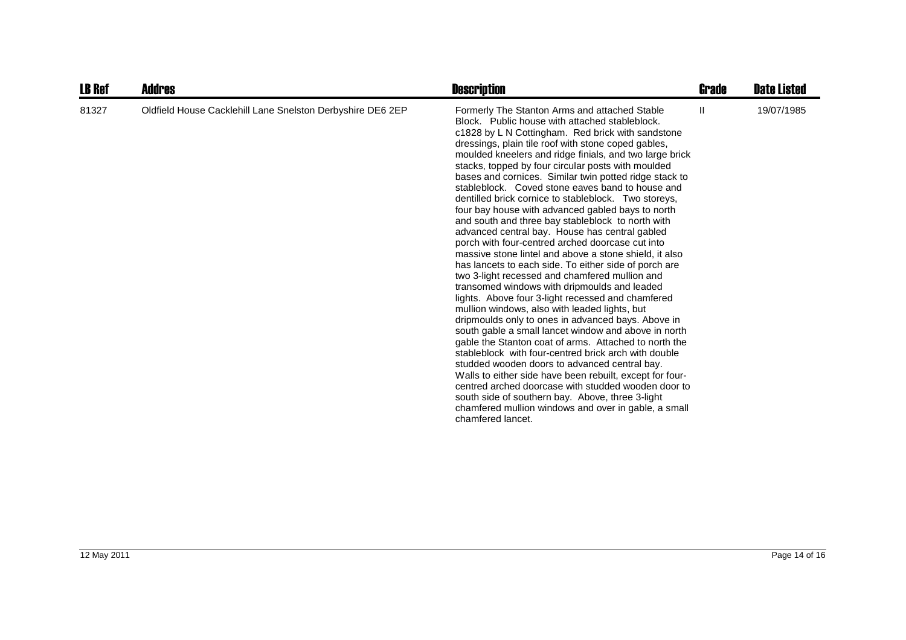| LB Ref | Addres | Description | Grade | Date Listed |
|---|---|---|---|---|
| 81327 | Oldfield House Cacklehill Lane Snelston Derbyshire DE6 2EP | Formerly The Stanton Arms and attached Stable Block. Public house with attached stableblock. c1828 by L N Cottingham. Red brick with sandstone dressings, plain tile roof with stone coped gables, moulded kneelers and ridge finials, and two large brick stacks, topped by four circular posts with moulded bases and cornices. Similar twin potted ridge stack to stableblock. Coved stone eaves band to house and dentilled brick cornice to stableblock. Two storeys, four bay house with advanced gabled bays to north and south and three bay stableblock to north with advanced central bay. House has central gabled porch with four-centred arched doorcase cut into massive stone lintel and above a stone shield, it also has lancets to each side. To either side of porch are two 3-light recessed and chamfered mullion and transomed windows with dripmoulds and leaded lights. Above four 3-light recessed and chamfered mullion windows, also with leaded lights, but dripmoulds only to ones in advanced bays. Above in south gable a small lancet window and above in north gable the Stanton coat of arms. Attached to north the stableblock with four-centred brick arch with double studded wooden doors to advanced central bay. Walls to either side have been rebuilt, except for four-centred arched doorcase with studded wooden door to south side of southern bay. Above, three 3-light chamfered mullion windows and over in gable, a small chamfered lancet. | II | 19/07/1985 |

12 May 2011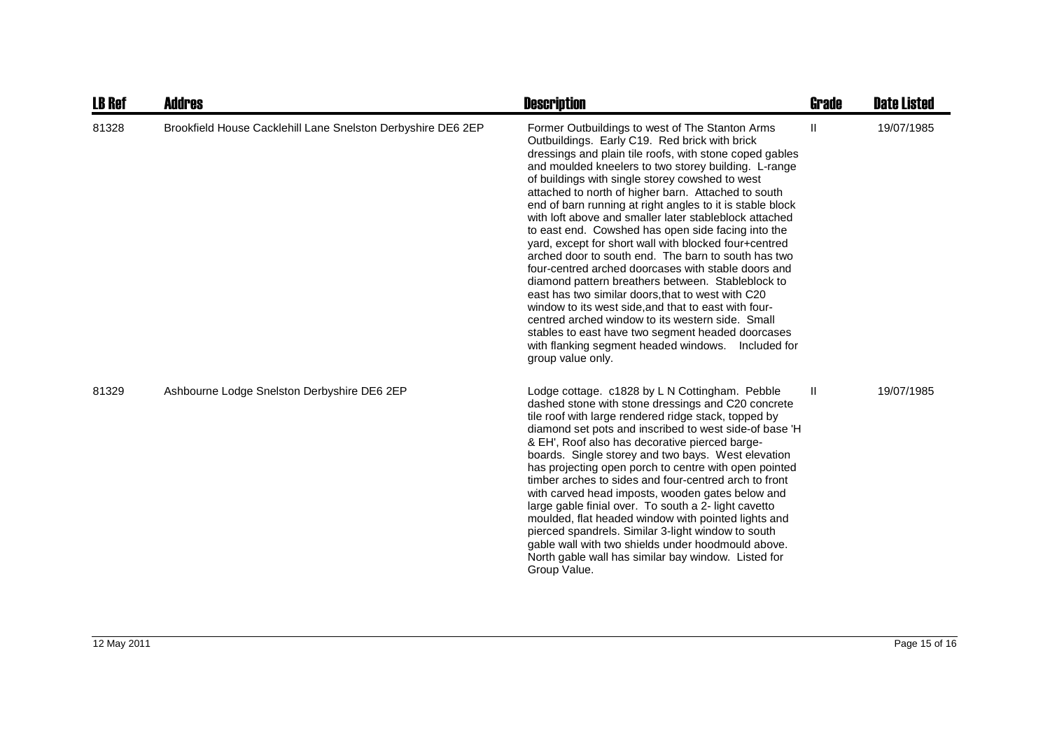| LB Ref | Addres | Description | Grade | Date Listed |
|---|---|---|---|---|
| 81328 | Brookfield House Cacklehill Lane Snelston Derbyshire DE6 2EP | Former Outbuildings to west of The Stanton Arms Outbuildings. Early C19. Red brick with brick dressings and plain tile roofs, with stone coped gables and moulded kneelers to two storey building. L-range of buildings with single storey cowshed to west attached to north of higher barn. Attached to south end of barn running at right angles to it is stable block with loft above and smaller later stableblock attached to east end. Cowshed has open side facing into the yard, except for short wall with blocked four+centred arched door to south end. The barn to south has two four-centred arched doorcases with stable doors and diamond pattern breathers between. Stableblock to east has two similar doors,that to west with C20 window to its west side,and that to east with four-centred arched window to its western side. Small stables to east have two segment headed doorcases with flanking segment headed windows. Included for group value only. | II | 19/07/1985 |
| 81329 | Ashbourne Lodge Snelston Derbyshire DE6 2EP | Lodge cottage. c1828 by L N Cottingham. Pebble dashed stone with stone dressings and C20 concrete tile roof with large rendered ridge stack, topped by diamond set pots and inscribed to west side-of base 'H & EH', Roof also has decorative pierced barge-boards. Single storey and two bays. West elevation has projecting open porch to centre with open pointed timber arches to sides and four-centred arch to front with carved head imposts, wooden gates below and large gable finial over. To south a 2- light cavetto moulded, flat headed window with pointed lights and pierced spandrels. Similar 3-light window to south gable wall with two shields under hoodmould above. North gable wall has similar bay window. Listed for Group Value. | II | 19/07/1985 |

12 May 2011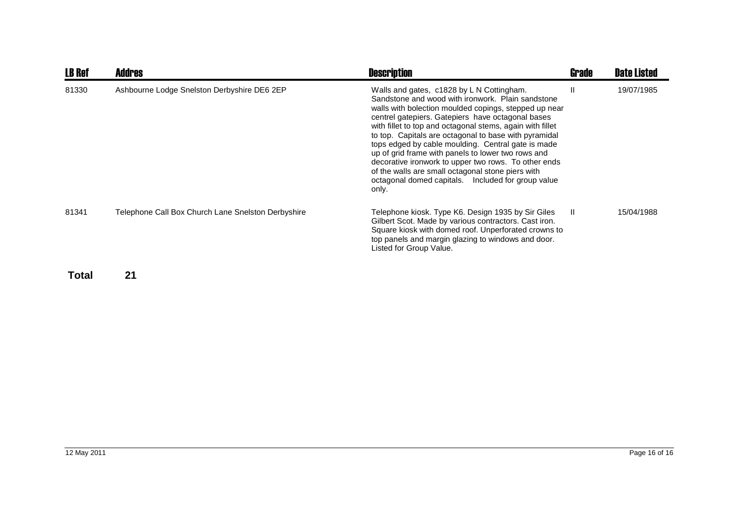| LB Ref | Addres | Description | Grade | Date Listed |
|---|---|---|---|---|
| 81330 | Ashbourne Lodge Snelston Derbyshire DE6 2EP | Walls and gates, c1828 by L N Cottingham. Sandstone and wood with ironwork. Plain sandstone walls with bolection moulded copings, stepped up near centrel gatepiers. Gatepiers have octagonal bases with fillet to top and octagonal stems, again with fillet to top. Capitals are octagonal to base with pyramidal tops edged by cable moulding. Central gate is made up of grid frame with panels to lower two rows and decorative ironwork to upper two rows. To other ends of the walls are small octagonal stone piers with octagonal domed capitals. Included for group value only. | II | 19/07/1985 |
| 81341 | Telephone Call Box Church Lane Snelston Derbyshire | Telephone kiosk. Type K6. Design 1935 by Sir Giles Gilbert Scot. Made by various contractors. Cast iron. Square kiosk with domed roof. Unperforated crowns to top panels and margin glazing to windows and door. Listed for Group Value. | II | 15/04/1988 |

**Total** **21**

12 May 2011